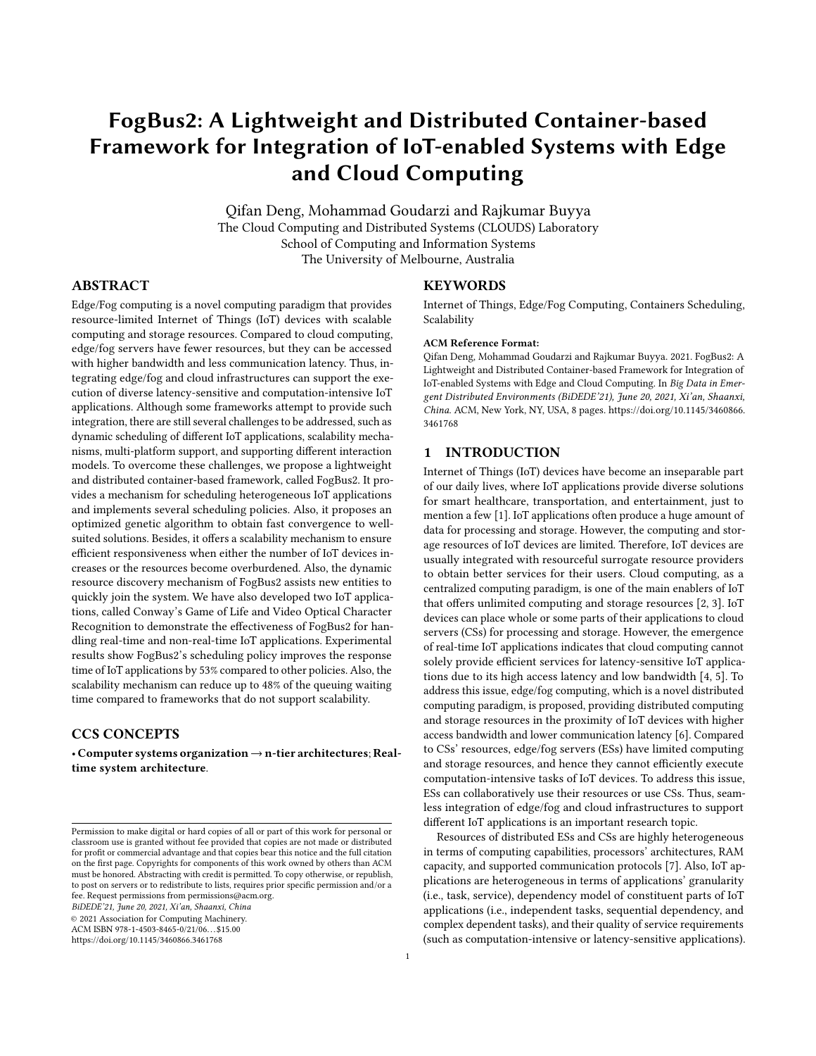# FogBus2: A Lightweight and Distributed Container-based Framework for Integration of IoT-enabled Systems with Edge and Cloud Computing

Qifan Deng, Mohammad Goudarzi and Rajkumar Buyya
The Cloud Computing and Distributed Systems (CLOUDS) Laboratory
School of Computing and Information Systems
The University of Melbourne, Australia

## ABSTRACT

Edge/Fog computing is a novel computing paradigm that provides resource-limited Internet of Things (IoT) devices with scalable computing and storage resources. Compared to cloud computing, edge/fog servers have fewer resources, but they can be accessed with higher bandwidth and less communication latency. Thus, integrating edge/fog and cloud infrastructures can support the execution of diverse latency-sensitive and computation-intensive IoT applications. Although some frameworks attempt to provide such integration, there are still several challenges to be addressed, such as dynamic scheduling of different IoT applications, scalability mechanisms, multi-platform support, and supporting different interaction models. To overcome these challenges, we propose a lightweight and distributed container-based framework, called FogBus2. It provides a mechanism for scheduling heterogeneous IoT applications and implements several scheduling policies. Also, it proposes an optimized genetic algorithm to obtain fast convergence to well-suited solutions. Besides, it offers a scalability mechanism to ensure efficient responsiveness when either the number of IoT devices increases or the resources become overburdened. Also, the dynamic resource discovery mechanism of FogBus2 assists new entities to quickly join the system. We have also developed two IoT applications, called Conway's Game of Life and Video Optical Character Recognition to demonstrate the effectiveness of FogBus2 for handling real-time and non-real-time IoT applications. Experimental results show FogBus2's scheduling policy improves the response time of IoT applications by 53% compared to other policies. Also, the scalability mechanism can reduce up to 48% of the queuing waiting time compared to frameworks that do not support scalability.

## CCS CONCEPTS

• **Computer systems organization → n-tier architectures**; **Real-time system architecture**.

## KEYWORDS

Internet of Things, Edge/Fog Computing, Containers Scheduling, Scalability

**ACM Reference Format:**
Qifan Deng, Mohammad Goudarzi and Rajkumar Buyya. 2021. FogBus2: A Lightweight and Distributed Container-based Framework for Integration of IoT-enabled Systems with Edge and Cloud Computing. In *Big Data in Emergent Distributed Environments (BiDEDE'21), June 20, 2021, Xi'an, Shaanxi, China.* ACM, New York, NY, USA, 8 pages. https://doi.org/10.1145/3460866.3461768

## 1 INTRODUCTION

Internet of Things (IoT) devices have become an inseparable part of our daily lives, where IoT applications provide diverse solutions for smart healthcare, transportation, and entertainment, just to mention a few [1]. IoT applications often produce a huge amount of data for processing and storage. However, the computing and storage resources of IoT devices are limited. Therefore, IoT devices are usually integrated with resourceful surrogate resource providers to obtain better services for their users. Cloud computing, as a centralized computing paradigm, is one of the main enablers of IoT that offers unlimited computing and storage resources [2, 3]. IoT devices can place whole or some parts of their applications to cloud servers (CSs) for processing and storage. However, the emergence of real-time IoT applications indicates that cloud computing cannot solely provide efficient services for latency-sensitive IoT applications due to its high access latency and low bandwidth [4, 5]. To address this issue, edge/fog computing, which is a novel distributed computing paradigm, is proposed, providing distributed computing and storage resources in the proximity of IoT devices with higher access bandwidth and lower communication latency [6]. Compared to CSs' resources, edge/fog servers (ESs) have limited computing and storage resources, and hence they cannot efficiently execute computation-intensive tasks of IoT devices. To address this issue, ESs can collaboratively use their resources or use CSs. Thus, seamless integration of edge/fog and cloud infrastructures to support different IoT applications is an important research topic.

Resources of distributed ESs and CSs are highly heterogeneous in terms of computing capabilities, processors' architectures, RAM capacity, and supported communication protocols [7]. Also, IoT applications are heterogeneous in terms of applications' granularity (i.e., task, service), dependency model of constituent parts of IoT applications (i.e., independent tasks, sequential dependency, and complex dependent tasks), and their quality of service requirements (such as computation-intensive or latency-sensitive applications).

Permission to make digital or hard copies of all or part of this work for personal or classroom use is granted without fee provided that copies are not made or distributed for profit or commercial advantage and that copies bear this notice and the full citation on the first page. Copyrights for components of this work owned by others than ACM must be honored. Abstracting with credit is permitted. To copy otherwise, or republish, to post on servers or to redistribute to lists, requires prior specific permission and/or a fee. Request permissions from permissions@acm.org.
*BiDEDE'21, June 20, 2021, Xi'an, Shaanxi, China*
© 2021 Association for Computing Machinery.
ACM ISBN 978-1-4503-8465-0/21/06…$15.00
https://doi.org/10.1145/3460866.3461768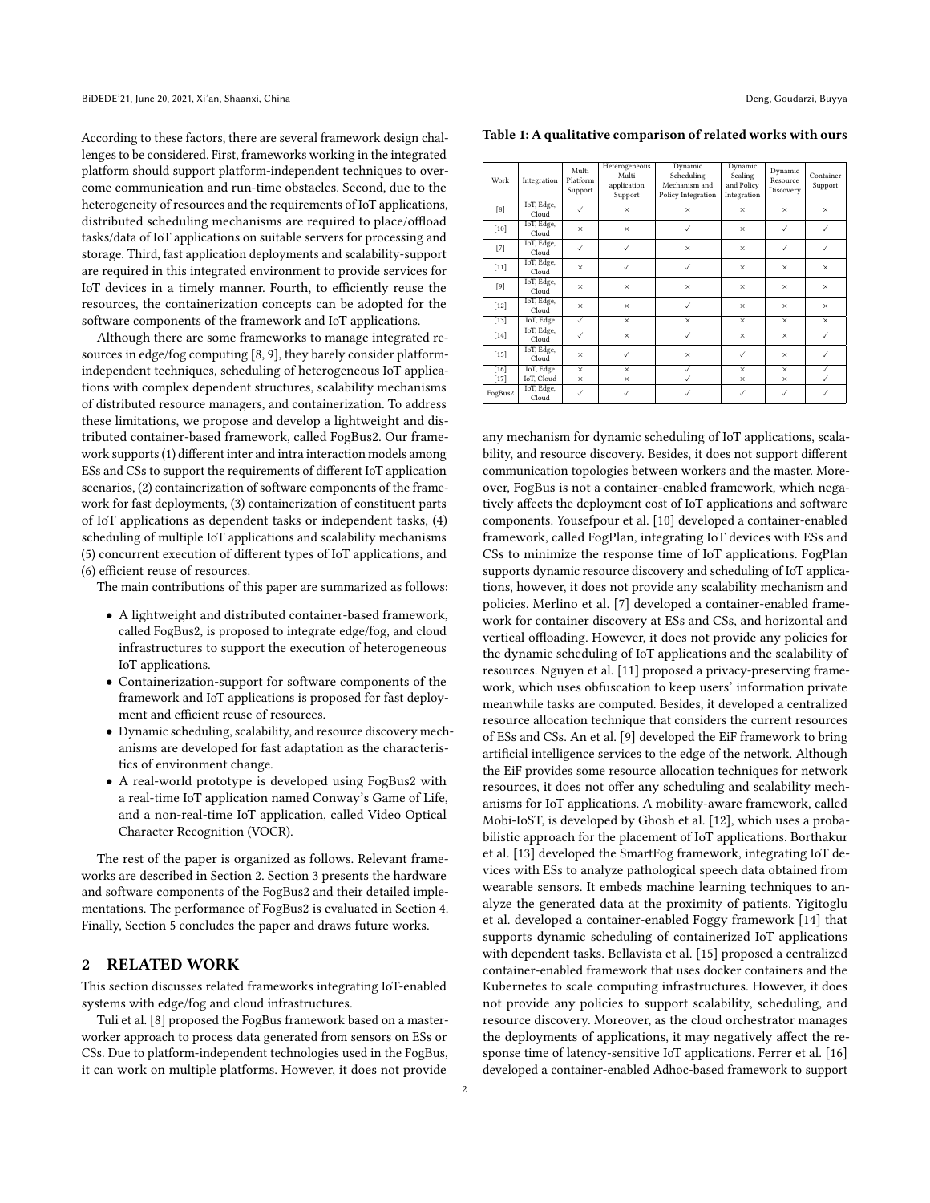According to these factors, there are several framework design challenges to be considered. First, frameworks working in the integrated platform should support platform-independent techniques to overcome communication and run-time obstacles. Second, due to the heterogeneity of resources and the requirements of IoT applications, distributed scheduling mechanisms are required to place/offload tasks/data of IoT applications on suitable servers for processing and storage. Third, fast application deployments and scalability-support are required in this integrated environment to provide services for IoT devices in a timely manner. Fourth, to efficiently reuse the resources, the containerization concepts can be adopted for the software components of the framework and IoT applications.

Although there are some frameworks to manage integrated resources in edge/fog computing [8, 9], they barely consider platform-independent techniques, scheduling of heterogeneous IoT applications with complex dependent structures, scalability mechanisms of distributed resource managers, and containerization. To address these limitations, we propose and develop a lightweight and distributed container-based framework, called FogBus2. Our framework supports (1) different inter and intra interaction models among ESs and CSs to support the requirements of different IoT application scenarios, (2) containerization of software components of the framework for fast deployments, (3) containerization of constituent parts of IoT applications as dependent tasks or independent tasks, (4) scheduling of multiple IoT applications and scalability mechanisms (5) concurrent execution of different types of IoT applications, and (6) efficient reuse of resources.

The main contributions of this paper are summarized as follows:

- A lightweight and distributed container-based framework, called FogBus2, is proposed to integrate edge/fog, and cloud infrastructures to support the execution of heterogeneous IoT applications.
- Containerization-support for software components of the framework and IoT applications is proposed for fast deployment and efficient reuse of resources.
- Dynamic scheduling, scalability, and resource discovery mechanisms are developed for fast adaptation as the characteristics of environment change.
- A real-world prototype is developed using FogBus2 with a real-time IoT application named Conway's Game of Life, and a non-real-time IoT application, called Video Optical Character Recognition (VOCR).

The rest of the paper is organized as follows. Relevant frameworks are described in Section 2. Section 3 presents the hardware and software components of the FogBus2 and their detailed implementations. The performance of FogBus2 is evaluated in Section 4. Finally, Section 5 concludes the paper and draws future works.

## 2 RELATED WORK

This section discusses related frameworks integrating IoT-enabled systems with edge/fog and cloud infrastructures.

Tuli et al. [8] proposed the FogBus framework based on a master-worker approach to process data generated from sensors on ESs or CSs. Due to platform-independent technologies used in the FogBus, it can work on multiple platforms. However, it does not provide any mechanism for dynamic scheduling of IoT applications, scalability, and resource discovery. Besides, it does not support different communication topologies between workers and the master. Moreover, FogBus is not a container-enabled framework, which negatively affects the deployment cost of IoT applications and software components. Yousefpour et al. [10] developed a container-enabled framework, called FogPlan, integrating IoT devices with ESs and CSs to minimize the response time of IoT applications. FogPlan supports dynamic resource discovery and scheduling of IoT applications, however, it does not provide any scalability mechanism and policies. Merlino et al. [7] developed a container-enabled framework for container discovery at ESs and CSs, and horizontal and vertical offloading. However, it does not provide any policies for the dynamic scheduling of IoT applications and the scalability of resources. Nguyen et al. [11] proposed a privacy-preserving framework, which uses obfuscation to keep users' information private meanwhile tasks are computed. Besides, it developed a centralized resource allocation technique that considers the current resources of ESs and CSs. An et al. [9] developed the EiF framework to bring artificial intelligence services to the edge of the network. Although the EiF provides some resource allocation techniques for network resources, it does not offer any scheduling and scalability mechanisms for IoT applications. A mobility-aware framework, called Mobi-IoST, is developed by Ghosh et al. [12], which uses a probabilistic approach for the placement of IoT applications. Borthakur et al. [13] developed the SmartFog framework, integrating IoT devices with ESs to analyze pathological speech data obtained from wearable sensors. It embeds machine learning techniques to analyze the generated data at the proximity of patients. Yigitoglu et al. developed a container-enabled Foggy framework [14] that supports dynamic scheduling of containerized IoT applications with dependent tasks. Bellavista et al. [15] proposed a centralized container-enabled framework that uses docker containers and the Kubernetes to scale computing infrastructures. However, it does not provide any policies to support scalability, scheduling, and resource discovery. Moreover, as the cloud orchestrator manages the deployments of applications, it may negatively affect the response time of latency-sensitive IoT applications. Ferrer et al. [16] developed a container-enabled Adhoc-based framework to support

**Table 1: A qualitative comparison of related works with ours**

| Work | Integration | Multi Platform Support | Heterogeneous Multi application Support | Dynamic Scheduling Mechanism and Policy Integration | Dynamic Scaling and Policy Integration | Dynamic Resource Discovery | Container Support |
|---|---|---|---|---|---|---|---|
| [8] | IoT, Edge, Cloud | ✓ | × | × | × | × | × |
| [10] | IoT, Edge, Cloud | × | × | ✓ | × | ✓ | ✓ |
| [7] | IoT, Edge, Cloud | ✓ | ✓ | × | × | ✓ | ✓ |
| [11] | IoT, Edge, Cloud | × | ✓ | ✓ | × | × | × |
| [9] | IoT, Edge, Cloud | × | × | × | × | × | × |
| [12] | IoT, Edge, Cloud | × | × | ✓ | × | × | × |
| [13] | IoT, Edge | ✓ | × | × | × | × | × |
| [14] | IoT, Edge, Cloud | ✓ | × | ✓ | × | × | ✓ |
| [15] | IoT, Edge, Cloud | × | ✓ | × | ✓ | × | ✓ |
| [16] | IoT, Edge | × | × | ✓ | × | × | ✓ |
| [17] | IoT, Cloud | × | × | ✓ | × | × | ✓ |
| FogBus2 | IoT, Edge, Cloud | ✓ | ✓ | ✓ | ✓ | ✓ | ✓ |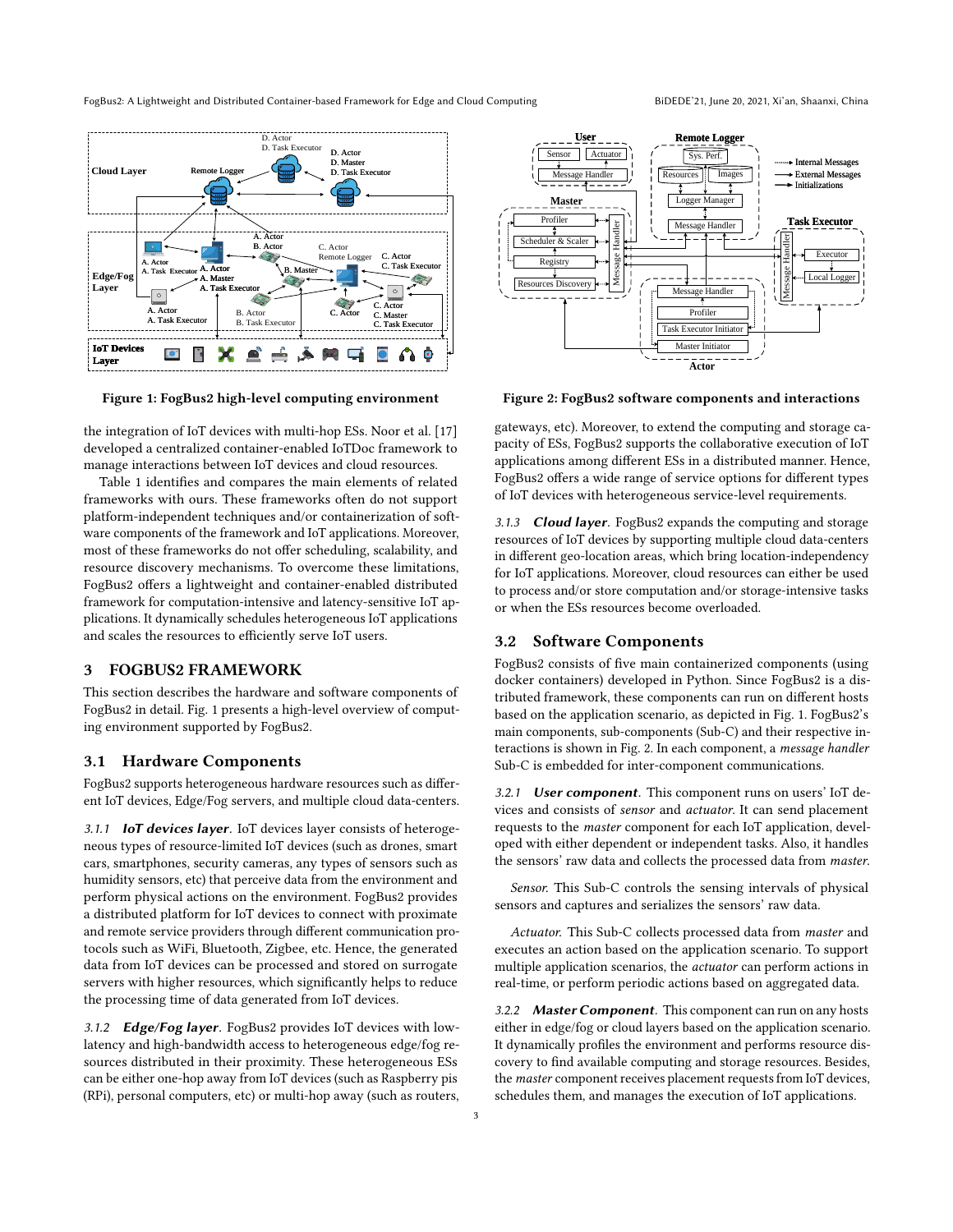Figure 1: FogBus2 high-level computing environment

Figure 2: FogBus2 software components and interactions

the integration of IoT devices with multi-hop ESs. Noor et al. [17] developed a centralized container-enabled IoTDoc framework to manage interactions between IoT devices and cloud resources.

Table 1 identifies and compares the main elements of related frameworks with ours. These frameworks often do not support platform-independent techniques and/or containerization of software components of the framework and IoT applications. Moreover, most of these frameworks do not offer scheduling, scalability, and resource discovery mechanisms. To overcome these limitations, FogBus2 offers a lightweight and container-enabled distributed framework for computation-intensive and latency-sensitive IoT applications. It dynamically schedules heterogeneous IoT applications and scales the resources to efficiently serve IoT users.

# 3 FOGBUS2 FRAMEWORK

This section describes the hardware and software components of FogBus2 in detail. Fig. 1 presents a high-level overview of computing environment supported by FogBus2.

## 3.1 Hardware Components

FogBus2 supports heterogeneous hardware resources such as different IoT devices, Edge/Fog servers, and multiple cloud data-centers.

*3.1.1* ***IoT devices layer.*** IoT devices layer consists of heterogeneous types of resource-limited IoT devices (such as drones, smart cars, smartphones, security cameras, any types of sensors such as humidity sensors, etc) that perceive data from the environment and perform physical actions on the environment. FogBus2 provides a distributed platform for IoT devices to connect with proximate and remote service providers through different communication protocols such as WiFi, Bluetooth, Zigbee, etc. Hence, the generated data from IoT devices can be processed and stored on surrogate servers with higher resources, which significantly helps to reduce the processing time of data generated from IoT devices.

*3.1.2* ***Edge/Fog layer.*** FogBus2 provides IoT devices with low-latency and high-bandwidth access to heterogeneous edge/fog resources distributed in their proximity. These heterogeneous ESs can be either one-hop away from IoT devices (such as Raspberry pis (RPi), personal computers, etc) or multi-hop away (such as routers, gateways, etc). Moreover, to extend the computing and storage capacity of ESs, FogBus2 supports the collaborative execution of IoT applications among different ESs in a distributed manner. Hence, FogBus2 offers a wide range of service options for different types of IoT devices with heterogeneous service-level requirements.

*3.1.3* ***Cloud layer.*** FogBus2 expands the computing and storage resources of IoT devices by supporting multiple cloud data-centers in different geo-location areas, which bring location-independency for IoT applications. Moreover, cloud resources can either be used to process and/or store computation and/or storage-intensive tasks or when the ESs resources become overloaded.

## 3.2 Software Components

FogBus2 consists of five main containerized components (using docker containers) developed in Python. Since FogBus2 is a distributed framework, these components can run on different hosts based on the application scenario, as depicted in Fig. 1. FogBus2's main components, sub-components (Sub-C) and their respective interactions is shown in Fig. 2. In each component, a *message handler* Sub-C is embedded for inter-component communications.

*3.2.1* ***User component.*** This component runs on users' IoT devices and consists of *sensor* and *actuator*. It can send placement requests to the *master* component for each IoT application, developed with either dependent or independent tasks. Also, it handles the sensors' raw data and collects the processed data from *master*.

*Sensor.* This Sub-C controls the sensing intervals of physical sensors and captures and serializes the sensors' raw data.

*Actuator.* This Sub-C collects processed data from *master* and executes an action based on the application scenario. To support multiple application scenarios, the *actuator* can perform actions in real-time, or perform periodic actions based on aggregated data.

*3.2.2* ***Master Component.*** This component can run on any hosts either in edge/fog or cloud layers based on the application scenario. It dynamically profiles the environment and performs resource discovery to find available computing and storage resources. Besides, the *master* component receives placement requests from IoT devices, schedules them, and manages the execution of IoT applications.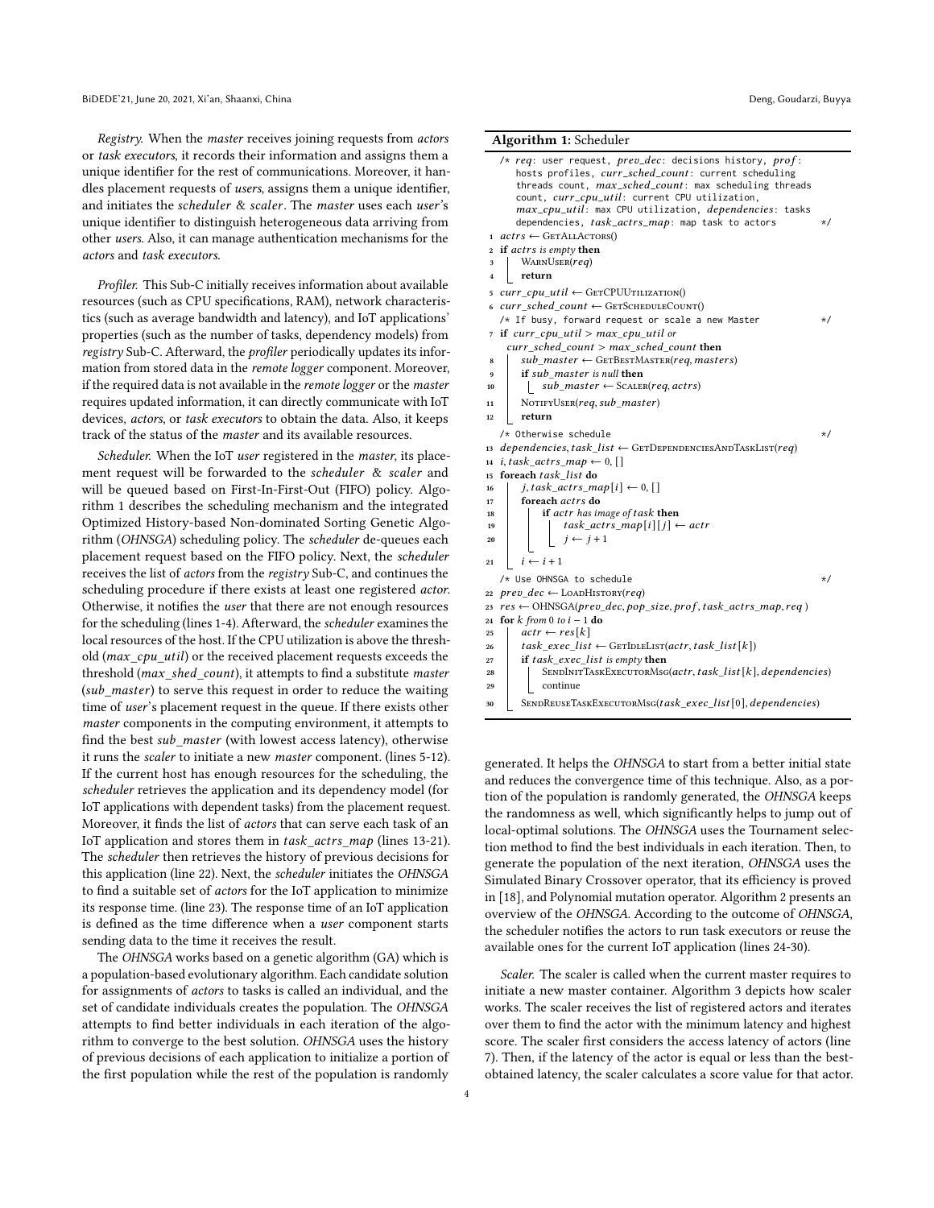*Registry.* When the *master* receives joining requests from *actors* or *task executors*, it records their information and assigns them a unique identifier for the rest of communications. Moreover, it handles placement requests of *users*, assigns them a unique identifier, and initiates the *scheduler & scaler*. The *master* uses each *user*'s unique identifier to distinguish heterogeneous data arriving from other *users*. Also, it can manage authentication mechanisms for the *actors* and *task executors*.

*Profiler.* This Sub-C initially receives information about available resources (such as CPU specifications, RAM), network characteristics (such as average bandwidth and latency), and IoT applications' properties (such as the number of tasks, dependency models) from *registry* Sub-C. Afterward, the *profiler* periodically updates its information from stored data in the *remote logger* component. Moreover, if the required data is not available in the *remote logger* or the *master* requires updated information, it can directly communicate with IoT devices, *actors*, or *task executors* to obtain the data. Also, it keeps track of the status of the *master* and its available resources.

*Scheduler.* When the IoT *user* registered in the *master*, its placement request will be forwarded to the *scheduler & scaler* and will be queued based on First-In-First-Out (FIFO) policy. Algorithm 1 describes the scheduling mechanism and the integrated Optimized History-based Non-dominated Sorting Genetic Algorithm (*OHNSGA*) scheduling policy. The *scheduler* de-queues each placement request based on the FIFO policy. Next, the *scheduler* receives the list of *actors* from the *registry* Sub-C, and continues the scheduling procedure if there exists at least one registered *actor*. Otherwise, it notifies the *user* that there are not enough resources for the scheduling (lines 1-4). Afterward, the *scheduler* examines the local resources of the host. If the CPU utilization is above the threshold ($max\_cpu\_util$) or the received placement requests exceeds the threshold ($max\_shed\_count$), it attempts to find a substitute *master* ($sub\_master$) to serve this request in order to reduce the waiting time of *user*'s placement request in the queue. If there exists other *master* components in the computing environment, it attempts to find the best $sub\_master$ (with lowest access latency), otherwise it runs the *scaler* to initiate a new *master* component. (lines 5-12). If the current host has enough resources for the scheduling, the *scheduler* retrieves the application and its dependency model (for IoT applications with dependent tasks) from the placement request. Moreover, it finds the list of *actors* that can serve each task of an IoT application and stores them in $task\_actrs\_map$ (lines 13-21). The *scheduler* then retrieves the history of previous decisions for this application (line 22). Next, the *scheduler* initiates the *OHNSGA* to find a suitable set of *actors* for the IoT application to minimize its response time. (line 23). The response time of an IoT application is defined as the time difference when a *user* component starts sending data to the time it receives the result.

The *OHNSGA* works based on a genetic algorithm (GA) which is a population-based evolutionary algorithm. Each candidate solution for assignments of *actors* to tasks is called an individual, and the set of candidate individuals creates the population. The *OHNSGA* attempts to find better individuals in each iteration of the algorithm to converge to the best solution. *OHNSGA* uses the history of previous decisions of each application to initialize a portion of the first population while the rest of the population is randomly generated. It helps the *OHNSGA* to start from a better initial state and reduces the convergence time of this technique. Also, as a portion of the population is randomly generated, the *OHNSGA* keeps the randomness as well, which significantly helps to jump out of local-optimal solutions. The *OHNSGA* uses the Tournament selection method to find the best individuals in each iteration. Then, to generate the population of the next iteration, *OHNSGA* uses the Simulated Binary Crossover operator, that its efficiency is proved in [18], and Polynomial mutation operator. Algorithm 2 presents an overview of the *OHNSGA*. According to the outcome of *OHNSGA*, the scheduler notifies the actors to run task executors or reuse the available ones for the current IoT application (lines 24-30).

**Algorithm 1:** Scheduler

```
/* req: user request, prev_dec: decisions history, prof:
   hosts profiles, curr_sched_count: current scheduling
   threads count, max_sched_count: max scheduling threads
   count, curr_cpu_util: current CPU utilization,
   max_cpu_util: max CPU utilization, dependencies: tasks
   dependencies, task_actrs_map: map task to actors        */
1  actrs ← GetAllActors()
2  if actrs is empty then
3      WarnUser(req)
4      return
5  curr_cpu_util ← GetCPUUtilization()
6  curr_sched_count ← GetScheduleCount()
   /* If busy, forward request or scale a new Master        */
7  if curr_cpu_util > max_cpu_util or
     curr_sched_count > max_sched_count then
8      sub_master ← GetBestMaster(req, masters)
9      if sub_master is null then
10         sub_master ← Scaler(req, actrs)
11     NotifyUser(req, sub_master)
12     return
   /* Otherwise schedule                                     */
13 dependencies, task_list ← GetDependenciesAndTaskList(req)
14 i, task_actrs_map ← 0, []
15 foreach task_list do
16     j, task_actrs_map[i] ← 0, []
17     foreach actrs do
18         if actr has image of task then
19             task_actrs_map[i][j] ← actr
20             j ← j + 1
21     i ← i + 1
   /* Use OHNSGA to schedule                                 */
22 prev_dec ← LoadHistory(req)
23 res ← OHNSGA(prev_dec, pop_size, prof, task_actrs_map, req)
24 for k from 0 to i − 1 do
25     actr ← res[k]
26     task_exec_list ← GetIdleList(actr, task_list[k])
27     if task_exec_list is empty then
28         SendInitTaskExecutorMsg(actr, task_list[k], dependencies)
29         continue
30     SendReuseTaskExecutorMsg(task_exec_list[0], dependencies)
```

*Scaler.* The scaler is called when the current master requires to initiate a new master container. Algorithm 3 depicts how scaler works. The scaler receives the list of registered actors and iterates over them to find the actor with the minimum latency and highest score. The scaler first considers the access latency of actors (line 7). Then, if the latency of the actor is equal or less than the best-obtained latency, the scaler calculates a score value for that actor.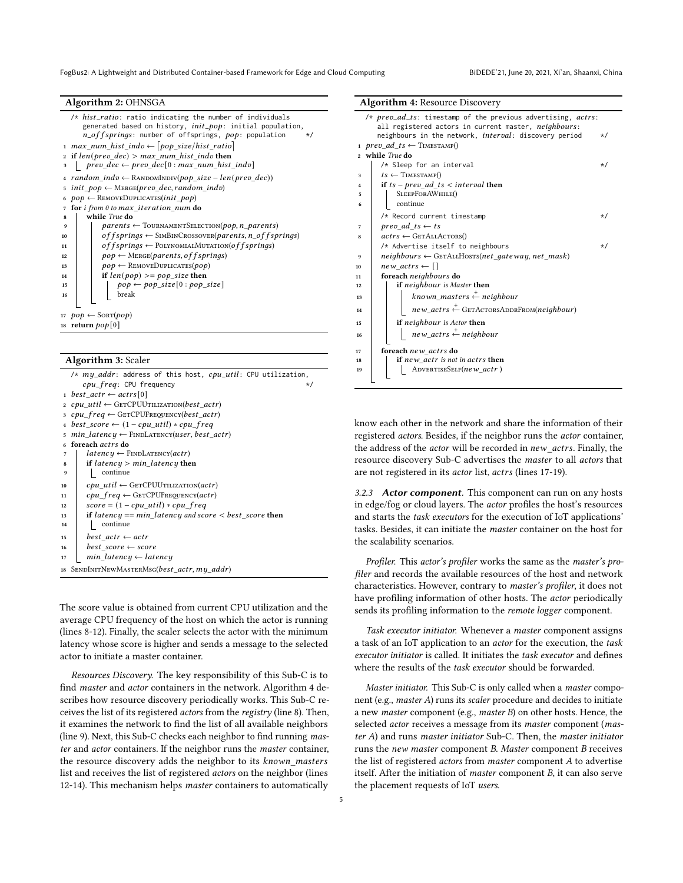**Algorithm 2:** OHNSGA

```
   /* hist_ratio: ratio indicating the number of individuals
      generated based on history, init_pop: initial population,
      n_offsprings: number of offsprings, pop: population        */
 1 max_num_hist_indv ← ⌈pop_size/hist_ratio⌉
 2 if len(prev_dec) > max_num_hist_indv then
 3     prev_dec ← prev_dec[0 : max_num_hist_indv]
 4 random_indv ← RandomIndiv(pop_size − len(prev_dec))
 5 init_pop ← Merge(prev_dec, random_indv)
 6 pop ← RemoveDuplicates(init_pop)
 7 for i from 0 to max_iteration_num do
 8     while True do
 9         parents ← TournamentSelection(pop, n_parents)
10         offsprings ← SimBinCrossover(parents, n_offsprings)
11         offsprings ← PolynomialMutation(offsprings)
12         pop ← Merge(parents, offsprings)
13         pop ← RemoveDuplicates(pop)
14         if len(pop) >= pop_size then
15             pop ← pop_size[0 : pop_size]
16             break
17 pop ← Sort(pop)
18 return pop[0]
```

**Algorithm 3:** Scaler

```
   /* my_addr: address of this host, cpu_util: CPU utilization,
      cpu_freq: CPU frequency                                    */
 1 best_actr ← actrs[0]
 2 cpu_util ← GetCPUUtilization(best_actr)
 3 cpu_freq ← GetCPUFrequency(best_actr)
 4 best_score ← (1 − cpu_util) ∗ cpu_freq
 5 min_latency ← FindLatency(user, best_actr)
 6 foreach actrs do
 7     latency ← FindLatency(actr)
 8     if latency > min_latency then
 9         continue
10     cpu_util ← GetCPUUtilization(actr)
11     cpu_freq ← GetCPUFrequency(actr)
12     score = (1 − cpu_util) ∗ cpu_freq
13     if latency == min_latency and score < best_score then
14         continue
15     best_actr ← actr
16     best_score ← score
17     min_latency ← latency
18 SendInitNewMasterMsg(best_actr, my_addr)
```

The score value is obtained from current CPU utilization and the average CPU frequency of the host on which the actor is running (lines 8-12). Finally, the scaler selects the actor with the minimum latency whose score is higher and sends a message to the selected actor to initiate a master container.

*Resources Discovery.* The key responsibility of this Sub-C is to find *master* and *actor* containers in the network. Algorithm 4 describes how resource discovery periodically works. This Sub-C receives the list of its registered *actors* from the *registry* (line 8). Then, it examines the network to find the list of all available neighbors (line 9). Next, this Sub-C checks each neighbor to find running *master* and *actor* containers. If the neighbor runs the *master* container, the resource discovery adds the neighbor to its $known\_masters$ list and receives the list of registered *actors* on the neighbor (lines 12-14). This mechanism helps *master* containers to automatically know each other in the network and share the information of their registered *actors*. Besides, if the neighbor runs the *actor* container, the address of the *actor* will be recorded in $new\_actrs$. Finally, the resource discovery Sub-C advertises the *master* to all *actors* that are not registered in its *actor* list, $actrs$ (lines 17-19).

**Algorithm 4:** Resource Discovery

```
   /* prev_ad_ts: timestamp of the previous advertising, actrs:
      all registered actors in current master, neighbours:
      neighbours in the network, interval: discovery period     */
 1 prev_ad_ts ← Timestamp()
 2 while True do
       /* Sleep for an interval                                  */
 3     ts ← Timestamp()
 4     if ts − prev_ad_ts < interval then
 5         SleepForAWhile()
 6         continue
       /* Record current timestamp                               */
 7     prev_ad_ts ← ts
 8     actrs ← GetAllActors()
       /* Advertise itself to neighbours                         */
 9     neighbours ← GetAllHosts(net_gateway, net_mask)
10     new_actrs ← []
11     foreach neighbours do
12         if neighbour is Master then
13             known_masters +← neighbour
14             new_actrs +← GetActorsAddrFrom(neighbour)
15         if neighbour is Actor then
16             new_actrs +← neighbour
17     foreach new_actrs do
18         if new_actr is not in actrs then
19             AdvertiseSelf(new_actr)
```

### 3.2.3 *Actor component*.

This component can run on any hosts in edge/fog or cloud layers. The *actor* profiles the host's resources and starts the *task executors* for the execution of IoT applications' tasks. Besides, it can initiate the *master* container on the host for the scalability scenarios.

*Profiler.* This *actor's profiler* works the same as the *master's profiler* and records the available resources of the host and network characteristics. However, contrary to *master's profiler*, it does not have profiling information of other hosts. The *actor* periodically sends its profiling information to the *remote logger* component.

*Task executor initiator.* Whenever a *master* component assigns a task of an IoT application to an *actor* for the execution, the *task executor initiator* is called. It initiates the *task executor* and defines where the results of the *task executor* should be forwarded.

*Master initiator.* This Sub-C is only called when a *master* component (e.g., *master A*) runs its *scaler* procedure and decides to initiate a new *master* component (e.g., *master B*) on other hosts. Hence, the selected *actor* receives a message from its *master* component (*master A*) and runs *master initiator* Sub-C. Then, the *master initiator* runs the *new master* component B. *Master* component B receives the list of registered *actors* from *master* component A to advertise itself. After the initiation of *master* component B, it can also serve the placement requests of IoT *users*.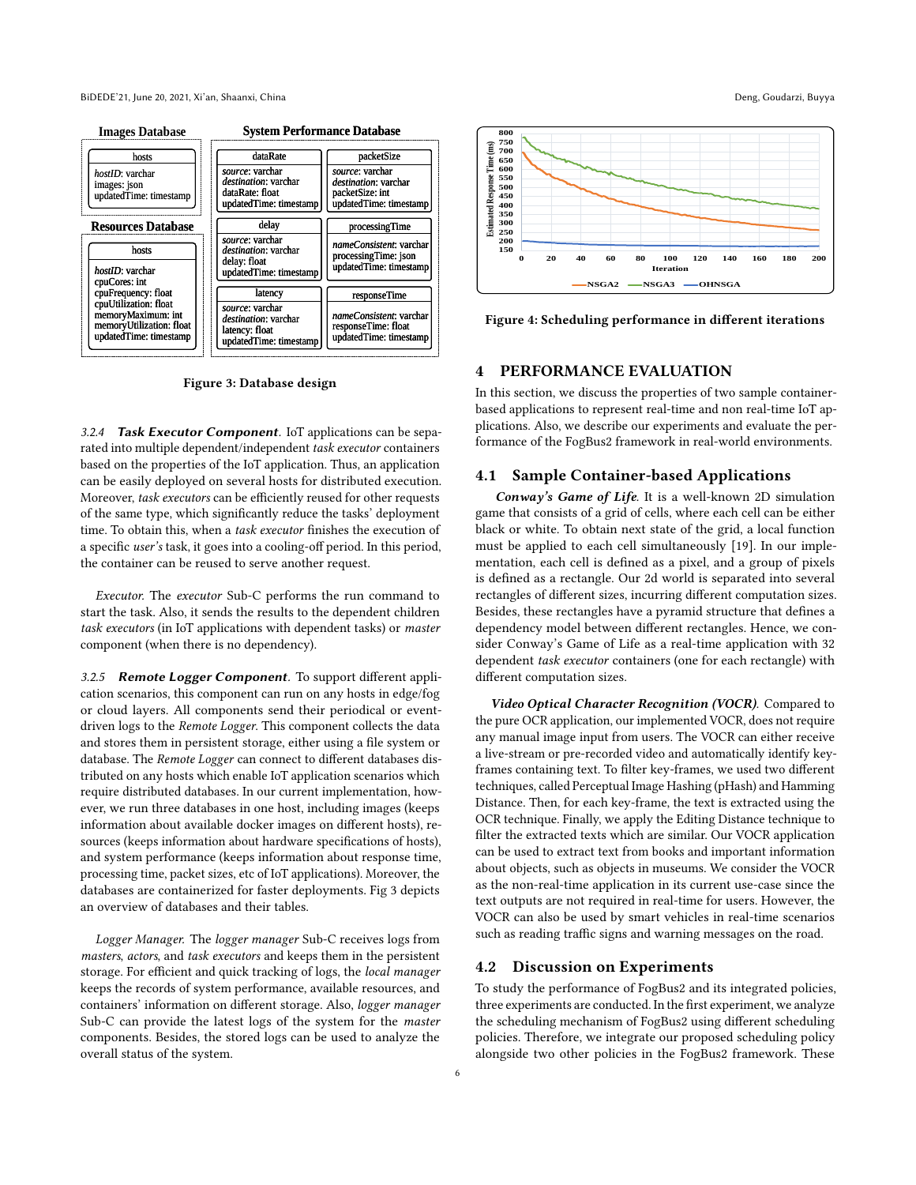**Images Database**

| hosts |
| --- |
| *hostID*: varchar<br>images: json<br>updatedTime: timestamp |

**Resources Database**

| hosts |
| --- |
| *hostID*: varchar<br>cpuCores: int<br>cpuFrequency: float<br>cpuUtilization: float<br>memoryMaximum: int<br>memoryUtilization: float<br>updatedTime: timestamp |

**System Performance Database**

| dataRate | packetSize |
| --- | --- |
| *source*: varchar<br>*destination*: varchar<br>dataRate: float<br>updatedTime: timestamp | *source*: varchar<br>*destination*: varchar<br>packetSize: int<br>updatedTime: timestamp |

| delay | processingTime |
| --- | --- |
| *source*: varchar<br>*destination*: varchar<br>delay: float<br>updatedTime: timestamp | *nameConsistent*: varchar<br>processingTime: json<br>updatedTime: timestamp |

| latency | responseTime |
| --- | --- |
| *source*: varchar<br>*destination*: varchar<br>latency: float<br>updatedTime: timestamp | *nameConsistent*: varchar<br>responseTime: float<br>updatedTime: timestamp |

**Figure 3: Database design**

#### 3.2.4 *Task Executor Component*.

IoT applications can be separated into multiple dependent/independent *task executor* containers based on the properties of the IoT application. Thus, an application can be easily deployed on several hosts for distributed execution. Moreover, *task executors* can be efficiently reused for other requests of the same type, which significantly reduce the tasks' deployment time. To obtain this, when a *task executor* finishes the execution of a specific *user's* task, it goes into a cooling-off period. In this period, the container can be reused to serve another request.

*Executor.* The *executor* Sub-C performs the run command to start the task. Also, it sends the results to the dependent children *task executors* (in IoT applications with dependent tasks) or *master* component (when there is no dependency).

#### 3.2.5 *Remote Logger Component*.

To support different application scenarios, this component can run on any hosts in edge/fog or cloud layers. All components send their periodical or event-driven logs to the *Remote Logger*. This component collects the data and stores them in persistent storage, either using a file system or database. The *Remote Logger* can connect to different databases distributed on any hosts which enable IoT application scenarios which require distributed databases. In our current implementation, however, we run three databases in one host, including images (keeps information about available docker images on different hosts), resources (keeps information about hardware specifications of hosts), and system performance (keeps information about response time, processing time, packet sizes, etc of IoT applications). Moreover, the databases are containerized for faster deployments. Fig 3 depicts an overview of databases and their tables.

*Logger Manager.* The *logger manager* Sub-C receives logs from *masters*, *actors*, and *task executors* and keeps them in the persistent storage. For efficient and quick tracking of logs, the *local manager* keeps the records of system performance, available resources, and containers' information on different storage. Also, *logger manager* Sub-C can provide the latest logs of the system for the *master* components. Besides, the stored logs can be used to analyze the overall status of the system.

**Figure 4: Scheduling performance in different iterations**

## 4 PERFORMANCE EVALUATION

In this section, we discuss the properties of two sample container-based applications to represent real-time and non real-time IoT applications. Also, we describe our experiments and evaluate the performance of the FogBus2 framework in real-world environments.

### 4.1 Sample Container-based Applications

***Conway's Game of Life**.* It is a well-known 2D simulation game that consists of a grid of cells, where each cell can be either black or white. To obtain next state of the grid, a local function must be applied to each cell simultaneously [19]. In our implementation, each cell is defined as a pixel, and a group of pixels is defined as a rectangle. Our 2d world is separated into several rectangles of different sizes, incurring different computation sizes. Besides, these rectangles have a pyramid structure that defines a dependency model between different rectangles. Hence, we consider Conway's Game of Life as a real-time application with 32 dependent *task executor* containers (one for each rectangle) with different computation sizes.

***Video Optical Character Recognition (VOCR)**.* Compared to the pure OCR application, our implemented VOCR, does not require any manual image input from users. The VOCR can either receive a live-stream or pre-recorded video and automatically identify key-frames containing text. To filter key-frames, we used two different techniques, called Perceptual Image Hashing (pHash) and Hamming Distance. Then, for each key-frame, the text is extracted using the OCR technique. Finally, we apply the Editing Distance technique to filter the extracted texts which are similar. Our VOCR application can be used to extract text from books and important information about objects, such as objects in museums. We consider the VOCR as the non-real-time application in its current use-case since the text outputs are not required in real-time for users. However, the VOCR can also be used by smart vehicles in real-time scenarios such as reading traffic signs and warning messages on the road.

### 4.2 Discussion on Experiments

To study the performance of FogBus2 and its integrated policies, three experiments are conducted. In the first experiment, we analyze the scheduling mechanism of FogBus2 using different scheduling policies. Therefore, we integrate our proposed scheduling policy alongside two other policies in the FogBus2 framework. These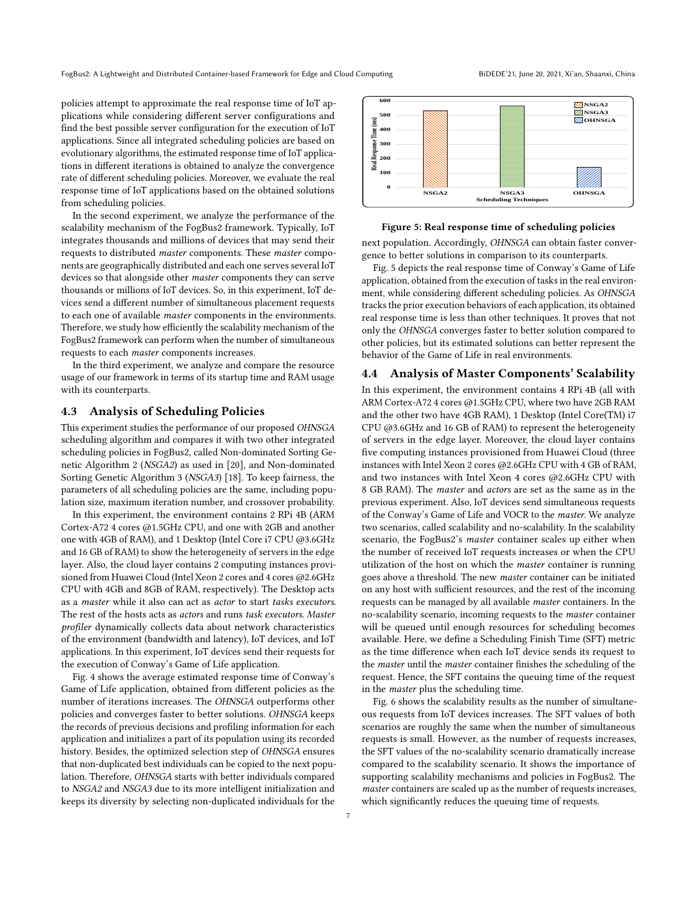policies attempt to approximate the real response time of IoT applications while considering different server configurations and find the best possible server configuration for the execution of IoT applications. Since all integrated scheduling policies are based on evolutionary algorithms, the estimated response time of IoT applications in different iterations is obtained to analyze the convergence rate of different scheduling policies. Moreover, we evaluate the real response time of IoT applications based on the obtained solutions from scheduling policies.

In the second experiment, we analyze the performance of the scalability mechanism of the FogBus2 framework. Typically, IoT integrates thousands and millions of devices that may send their requests to distributed *master* components. These *master* components are geographically distributed and each one serves several IoT devices so that alongside other *master* components they can serve thousands or millions of IoT devices. So, in this experiment, IoT devices send a different number of simultaneous placement requests to each one of available *master* components in the environments. Therefore, we study how efficiently the scalability mechanism of the FogBus2 framework can perform when the number of simultaneous requests to each *master* components increases.

In the third experiment, we analyze and compare the resource usage of our framework in terms of its startup time and RAM usage with its counterparts.

## 4.3 Analysis of Scheduling Policies

This experiment studies the performance of our proposed *OHNSGA* scheduling algorithm and compares it with two other integrated scheduling policies in FogBus2, called Non-dominated Sorting Genetic Algorithm 2 (*NSGA2*) as used in [20], and Non-dominated Sorting Genetic Algorithm 3 (*NSGA3*) [18]. To keep fairness, the parameters of all scheduling policies are the same, including population size, maximum iteration number, and crossover probability.

In this experiment, the environment contains 2 RPi 4B (ARM Cortex-A72 4 cores @1.5GHz CPU, and one with 2GB and another one with 4GB of RAM), and 1 Desktop (Intel Core i7 CPU @3.6GHz and 16 GB of RAM) to show the heterogeneity of servers in the edge layer. Also, the cloud layer contains 2 computing instances provisioned from Huawei Cloud (Intel Xeon 2 cores and 4 cores @2.6GHz CPU with 4GB and 8GB of RAM, respectively). The Desktop acts as a *master* while it also can act as *actor* to start *tasks executors*. The rest of the hosts acts as *actors* and runs *task executors*. *Master profiler* dynamically collects data about network characteristics of the environment (bandwidth and latency), IoT devices, and IoT applications. In this experiment, IoT devices send their requests for the execution of Conway's Game of Life application.

Fig. 4 shows the average estimated response time of Conway's Game of Life application, obtained from different policies as the number of iterations increases. The *OHNSGA* outperforms other policies and converges faster to better solutions. *OHNSGA* keeps the records of previous decisions and profiling information for each application and initializes a part of its population using its recorded history. Besides, the optimized selection step of *OHNSGA* ensures that non-duplicated best individuals can be copied to the next population. Therefore, *OHNSGA* starts with better individuals compared to *NSGA2* and *NSGA3* due to its more intelligent initialization and keeps its diversity by selecting non-duplicated individuals for the next population. Accordingly, *OHNSGA* can obtain faster convergence to better solutions in comparison to its counterparts.

**Figure 5: Real response time of scheduling policies**

Fig. 5 depicts the real response time of Conway's Game of Life application, obtained from the execution of tasks in the real environment, while considering different scheduling policies. As *OHNSGA* tracks the prior execution behaviors of each application, its obtained real response time is less than other techniques. It proves that not only the *OHNSGA* converges faster to better solution compared to other policies, but its estimated solutions can better represent the behavior of the Game of Life in real environments.

## 4.4 Analysis of Master Components' Scalability

In this experiment, the environment contains 4 RPi 4B (all with ARM Cortex-A72 4 cores @1.5GHz CPU, where two have 2GB RAM and the other two have 4GB RAM), 1 Desktop (Intel Core(TM) i7 CPU @3.6GHz and 16 GB of RAM) to represent the heterogeneity of servers in the edge layer. Moreover, the cloud layer contains five computing instances provisioned from Huawei Cloud (three instances with Intel Xeon 2 cores @2.6GHz CPU with 4 GB of RAM, and two instances with Intel Xeon 4 cores @2.6GHz CPU with 8 GB RAM). The *master* and *actors* are set as the same as in the previous experiment. Also, IoT devices send simultaneous requests of the Conway's Game of Life and VOCR to the *master*. We analyze two scenarios, called scalability and no-scalability. In the scalability scenario, the FogBus2's *master* container scales up either when the number of received IoT requests increases or when the CPU utilization of the host on which the *master* container is running goes above a threshold. The new *master* container can be initiated on any host with sufficient resources, and the rest of the incoming requests can be managed by all available *master* containers. In the no-scalability scenario, incoming requests to the *master* container will be queued until enough resources for scheduling becomes available. Here, we define a Scheduling Finish Time (SFT) metric as the time difference when each IoT device sends its request to the *master* until the *master* container finishes the scheduling of the request. Hence, the SFT contains the queuing time of the request in the *master* plus the scheduling time.

Fig. 6 shows the scalability results as the number of simultaneous requests from IoT devices increases. The SFT values of both scenarios are roughly the same when the number of simultaneous requests is small. However, as the number of requests increases, the SFT values of the no-scalability scenario dramatically increase compared to the scalability scenario. It shows the importance of supporting scalability mechanisms and policies in FogBus2. The *master* containers are scaled up as the number of requests increases, which significantly reduces the queuing time of requests.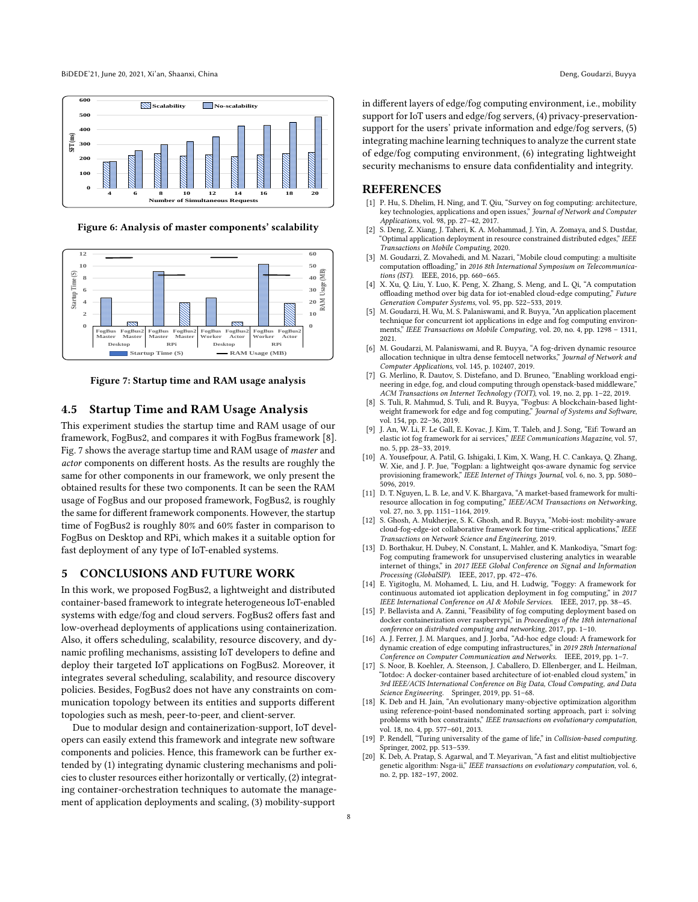600
500
400
300
200
100
0

SFT (ms)

Scalability
No-scalability

4 6 8 10 12 14 16 18 20

Number of Simultaneous Requests

**Figure 6: Analysis of master components' scalability**

12
10
8
6
4
2
0

Startup Time (S)

60
50
40
30
20
10
0

RAM Usage (MB)

FogBus Master
FogBus2 Master
FogBus Master
FogBus2 Master
FogBus Worker
FogBus2 Actor
FogBus Worker
FogBus2 Actor

Desktop
RPi
Desktop
RPi

Startup Time (S)
RAM Usage (MB)

**Figure 7: Startup time and RAM usage analysis**

## 4.5 Startup Time and RAM Usage Analysis

This experiment studies the startup time and RAM usage of our framework, FogBus2, and compares it with FogBus framework [8]. Fig. 7 shows the average startup time and RAM usage of *master* and *actor* components on different hosts. As the results are roughly the same for other components in our framework, we only present the obtained results for these two components. It can be seen the RAM usage of FogBus and our proposed framework, FogBus2, is roughly the same for different framework components. However, the startup time of FogBus2 is roughly 80% and 60% faster in comparison to FogBus on Desktop and RPi, which makes it a suitable option for fast deployment of any type of IoT-enabled systems.

# 5 CONCLUSIONS AND FUTURE WORK

In this work, we proposed FogBus2, a lightweight and distributed container-based framework to integrate heterogeneous IoT-enabled systems with edge/fog and cloud servers. FogBus2 offers fast and low-overhead deployments of applications using containerization. Also, it offers scheduling, scalability, resource discovery, and dynamic profiling mechanisms, assisting IoT developers to define and deploy their targeted IoT applications on FogBus2. Moreover, it integrates several scheduling, scalability, and resource discovery policies. Besides, FogBus2 does not have any constraints on communication topology between its entities and supports different topologies such as mesh, peer-to-peer, and client-server.

Due to modular design and containerization-support, IoT developers can easily extend this framework and integrate new software components and policies. Hence, this framework can be further extended by (1) integrating dynamic clustering mechanisms and policies to cluster resources either horizontally or vertically, (2) integrating container-orchestration techniques to automate the management of application deployments and scaling, (3) mobility-support in different layers of edge/fog computing environment, i.e., mobility support for IoT users and edge/fog servers, (4) privacy-preservation-support for the users' private information and edge/fog servers, (5) integrating machine learning techniques to analyze the current state of edge/fog computing environment, (6) integrating lightweight security mechanisms to ensure data confidentiality and integrity.

# REFERENCES

[1] P. Hu, S. Dhelim, H. Ning, and T. Qiu, "Survey on fog computing: architecture, key technologies, applications and open issues," *Journal of Network and Computer Applications*, vol. 98, pp. 27–42, 2017.

[2] S. Deng, Z. Xiang, J. Taheri, K. A. Mohammad, J. Yin, A. Zomaya, and S. Dustdar, "Optimal application deployment in resource constrained distributed edges," *IEEE Transactions on Mobile Computing*, 2020.

[3] M. Goudarzi, Z. Movahedi, and M. Nazari, "Mobile cloud computing: a multisite computation offloading," in *2016 8th International Symposium on Telecommunications (IST)*. IEEE, 2016, pp. 660–665.

[4] X. Xu, Q. Liu, Y. Luo, K. Peng, X. Zhang, S. Meng, and L. Qi, "A computation offloading method over big data for iot-enabled cloud-edge computing," *Future Generation Computer Systems*, vol. 95, pp. 522–533, 2019.

[5] M. Goudarzi, H. Wu, M. S. Palaniswami, and R. Buyya, "An application placement technique for concurrent iot applications in edge and fog computing environments," *IEEE Transactions on Mobile Computing*, vol. 20, no. 4, pp. 1298 – 1311, 2021.

[6] M. Goudarzi, M. Palaniswami, and R. Buyya, "A fog-driven dynamic resource allocation technique in ultra dense femtocell networks," *Journal of Network and Computer Applications*, vol. 145, p. 102407, 2019.

[7] G. Merlino, R. Dautov, S. Distefano, and D. Bruneo, "Enabling workload engineering in edge, fog, and cloud computing through openstack-based middleware," *ACM Transactions on Internet Technology (TOIT)*, vol. 19, no. 2, pp. 1–22, 2019.

[8] S. Tuli, R. Mahmud, S. Tuli, and R. Buyya, "Fogbus: A blockchain-based lightweight framework for edge and fog computing," *Journal of Systems and Software*, vol. 154, pp. 22–36, 2019.

[9] J. An, W. Li, F. Le Gall, E. Kovac, J. Kim, T. Taleb, and J. Song, "Eif: Toward an elastic iot fog framework for ai services," *IEEE Communications Magazine*, vol. 57, no. 5, pp. 28–33, 2019.

[10] A. Yousefpour, A. Patil, G. Ishigaki, I. Kim, X. Wang, H. C. Cankaya, Q. Zhang, W. Xie, and J. P. Jue, "Fogplan: a lightweight qos-aware dynamic fog service provisioning framework," *IEEE Internet of Things Journal*, vol. 6, no. 3, pp. 5080–5096, 2019.

[11] D. T. Nguyen, L. B. Le, and V. K. Bhargava, "A market-based framework for multi-resource allocation in fog computing," *IEEE/ACM Transactions on Networking*, vol. 27, no. 3, pp. 1151–1164, 2019.

[12] S. Ghosh, A. Mukherjee, S. K. Ghosh, and R. Buyya, "Mobi-iost: mobility-aware cloud-fog-edge-iot collaborative framework for time-critical applications," *IEEE Transactions on Network Science and Engineering*, 2019.

[13] D. Borthakur, H. Dubey, N. Constant, L. Mahler, and K. Mankodiya, "Smart fog: Fog computing framework for unsupervised clustering analytics in wearable internet of things," in *2017 IEEE Global Conference on Signal and Information Processing (GlobalSIP)*. IEEE, 2017, pp. 472–476.

[14] E. Yigitoglu, M. Mohamed, L. Liu, and H. Ludwig, "Foggy: A framework for continuous automated iot application deployment in fog computing," in *2017 IEEE International Conference on AI & Mobile Services*. IEEE, 2017, pp. 38–45.

[15] P. Bellavista and A. Zanni, "Feasibility of fog computing deployment based on docker containerization over raspberrypi," in *Proceedings of the 18th international conference on distributed computing and networking*, 2017, pp. 1–10.

[16] A. J. Ferrer, J. M. Marques, and J. Jorba, "Ad-hoc edge cloud: A framework for dynamic creation of edge computing infrastructures," in *2019 28th International Conference on Computer Communication and Networks*. IEEE, 2019, pp. 1–7.

[17] S. Noor, B. Koehler, A. Steenson, J. Caballero, D. Ellenberger, and L. Heilman, "Iotdoc: A docker-container based architecture of iot-enabled cloud system," in *3rd IEEE/ACIS International Conference on Big Data, Cloud Computing, and Data Science Engineering*. Springer, 2019, pp. 51–68.

[18] K. Deb and H. Jain, "An evolutionary many-objective optimization algorithm using reference-point-based nondominated sorting approach, part i: solving problems with box constraints," *IEEE transactions on evolutionary computation*, vol. 18, no. 4, pp. 577–601, 2013.

[19] P. Rendell, "Turing universality of the game of life," in *Collision-based computing*. Springer, 2002, pp. 513–539.

[20] K. Deb, A. Pratap, S. Agarwal, and T. Meyarivan, "A fast and elitist multiobjective genetic algorithm: Nsga-ii," *IEEE transactions on evolutionary computation*, vol. 6, no. 2, pp. 182–197, 2002.